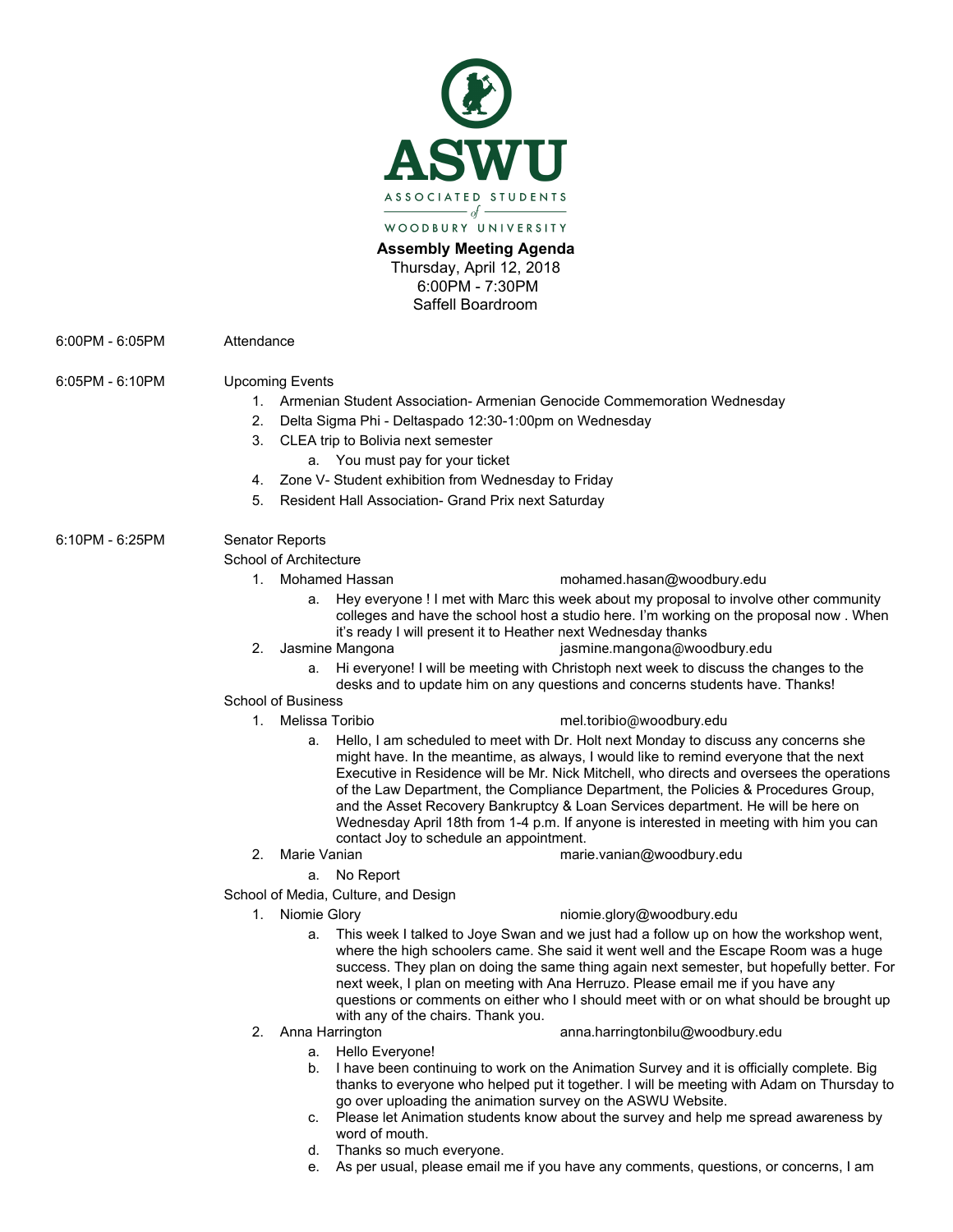ASWU

ASSOCIATED STUDENTS of WOODBURY UNIVERSITY

**Assembly Meeting Agenda**
Thursday, April 12, 2018
6:00PM - 7:30PM
Saffell Boardroom

6:00PM - 6:05PM Attendance

6:05PM - 6:10PM Upcoming Events

1. Armenian Student Association- Armenian Genocide Commemoration Wednesday
2. Delta Sigma Phi - Deltaspado 12:30-1:00pm on Wednesday
3. CLEA trip to Bolivia next semester
   a. You must pay for your ticket
4. Zone V- Student exhibition from Wednesday to Friday
5. Resident Hall Association- Grand Prix next Saturday

6:10PM - 6:25PM Senator Reports

School of Architecture

1. Mohamed Hassan mohamed.hasan@woodbury.edu
   a. Hey everyone ! I met with Marc this week about my proposal to involve other community colleges and have the school host a studio here. I'm working on the proposal now . When it's ready I will present it to Heather next Wednesday thanks
2. Jasmine Mangona jasmine.mangona@woodbury.edu
   a. Hi everyone! I will be meeting with Christoph next week to discuss the changes to the desks and to update him on any questions and concerns students have. Thanks!

School of Business

1. Melissa Toribio mel.toribio@woodbury.edu
   a. Hello, I am scheduled to meet with Dr. Holt next Monday to discuss any concerns she might have. In the meantime, as always, I would like to remind everyone that the next Executive in Residence will be Mr. Nick Mitchell, who directs and oversees the operations of the Law Department, the Compliance Department, the Policies & Procedures Group, and the Asset Recovery Bankruptcy & Loan Services department. He will be here on Wednesday April 18th from 1-4 p.m. If anyone is interested in meeting with him you can contact Joy to schedule an appointment.
2. Marie Vanian marie.vanian@woodbury.edu
   a. No Report

School of Media, Culture, and Design

1. Niomie Glory niomie.glory@woodbury.edu
   a. This week I talked to Joye Swan and we just had a follow up on how the workshop went, where the high schoolers came. She said it went well and the Escape Room was a huge success. They plan on doing the same thing again next semester, but hopefully better. For next week, I plan on meeting with Ana Herruzo. Please email me if you have any questions or comments on either who I should meet with or on what should be brought up with any of the chairs. Thank you.
2. Anna Harrington anna.harringtonbilu@woodbury.edu
   a. Hello Everyone!
   b. I have been continuing to work on the Animation Survey and it is officially complete. Big thanks to everyone who helped put it together. I will be meeting with Adam on Thursday to go over uploading the animation survey on the ASWU Website.
   c. Please let Animation students know about the survey and help me spread awareness by word of mouth.
   d. Thanks so much everyone.
   e. As per usual, please email me if you have any comments, questions, or concerns, I am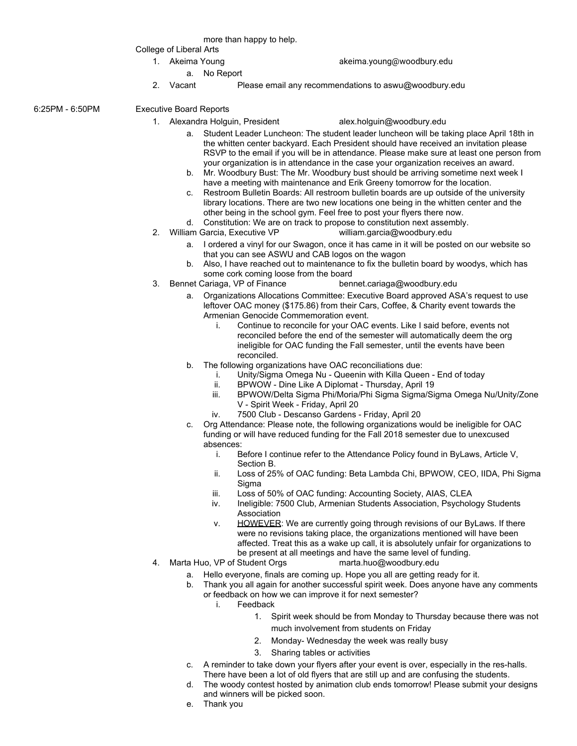more than happy to help.

College of Liberal Arts

1. Akeima Young akeima.young@woodbury.edu
    a. No Report
2. Vacant Please email any recommendations to aswu@woodbury.edu

6:25PM - 6:50PM Executive Board Reports

1. Alexandra Holguin, President alex.holguin@woodbury.edu
    a. Student Leader Luncheon: The student leader luncheon will be taking place April 18th in the whitten center backyard. Each President should have received an invitation please RSVP to the email if you will be in attendance. Please make sure at least one person from your organization is in attendance in the case your organization receives an award.
    b. Mr. Woodbury Bust: The Mr. Woodbury bust should be arriving sometime next week I have a meeting with maintenance and Erik Greeny tomorrow for the location.
    c. Restroom Bulletin Boards: All restroom bulletin boards are up outside of the university library locations. There are two new locations one being in the whitten center and the other being in the school gym. Feel free to post your flyers there now.
    d. Constitution: We are on track to propose to constitution next assembly.
2. William Garcia, Executive VP william.garcia@woodbury.edu
    a. I ordered a vinyl for our Swagon, once it has came in it will be posted on our website so that you can see ASWU and CAB logos on the wagon
    b. Also, I have reached out to maintenance to fix the bulletin board by woodys, which has some cork coming loose from the board
3. Bennet Cariaga, VP of Finance bennet.cariaga@woodbury.edu
    a. Organizations Allocations Committee: Executive Board approved ASA's request to use leftover OAC money ($175.86) from their Cars, Coffee, & Charity event towards the Armenian Genocide Commemoration event.
        i. Continue to reconcile for your OAC events. Like I said before, events not reconciled before the end of the semester will automatically deem the org ineligible for OAC funding the Fall semester, until the events have been reconciled.
    b. The following organizations have OAC reconciliations due:
        i. Unity/Sigma Omega Nu - Queenin with Killa Queen - End of today
        ii. BPWOW - Dine Like A Diplomat - Thursday, April 19
        iii. BPWOW/Delta Sigma Phi/Moria/Phi Sigma Sigma/Sigma Omega Nu/Unity/Zone V - Spirit Week - Friday, April 20
        iv. 7500 Club - Descanso Gardens - Friday, April 20
    c. Org Attendance: Please note, the following organizations would be ineligible for OAC funding or will have reduced funding for the Fall 2018 semester due to unexcused absences:
        i. Before I continue refer to the Attendance Policy found in ByLaws, Article V, Section B.
        ii. Loss of 25% of OAC funding: Beta Lambda Chi, BPWOW, CEO, IIDA, Phi Sigma Sigma
        iii. Loss of 50% of OAC funding: Accounting Society, AIAS, CLEA
        iv. Ineligible: 7500 Club, Armenian Students Association, Psychology Students Association
        v. <u>HOWEVER</u>: We are currently going through revisions of our ByLaws. If there were no revisions taking place, the organizations mentioned will have been affected. Treat this as a wake up call, it is absolutely unfair for organizations to be present at all meetings and have the same level of funding.
4. Marta Huo, VP of Student Orgs marta.huo@woodbury.edu
    a. Hello everyone, finals are coming up. Hope you all are getting ready for it.
    b. Thank you all again for another successful spirit week. Does anyone have any comments or feedback on how we can improve it for next semester?
        i. Feedback
            1. Spirit week should be from Monday to Thursday because there was not much involvement from students on Friday
            2. Monday- Wednesday the week was really busy
            3. Sharing tables or activities
    c. A reminder to take down your flyers after your event is over, especially in the res-halls. There have been a lot of old flyers that are still up and are confusing the students.
    d. The woody contest hosted by animation club ends tomorrow! Please submit your designs and winners will be picked soon.
    e. Thank you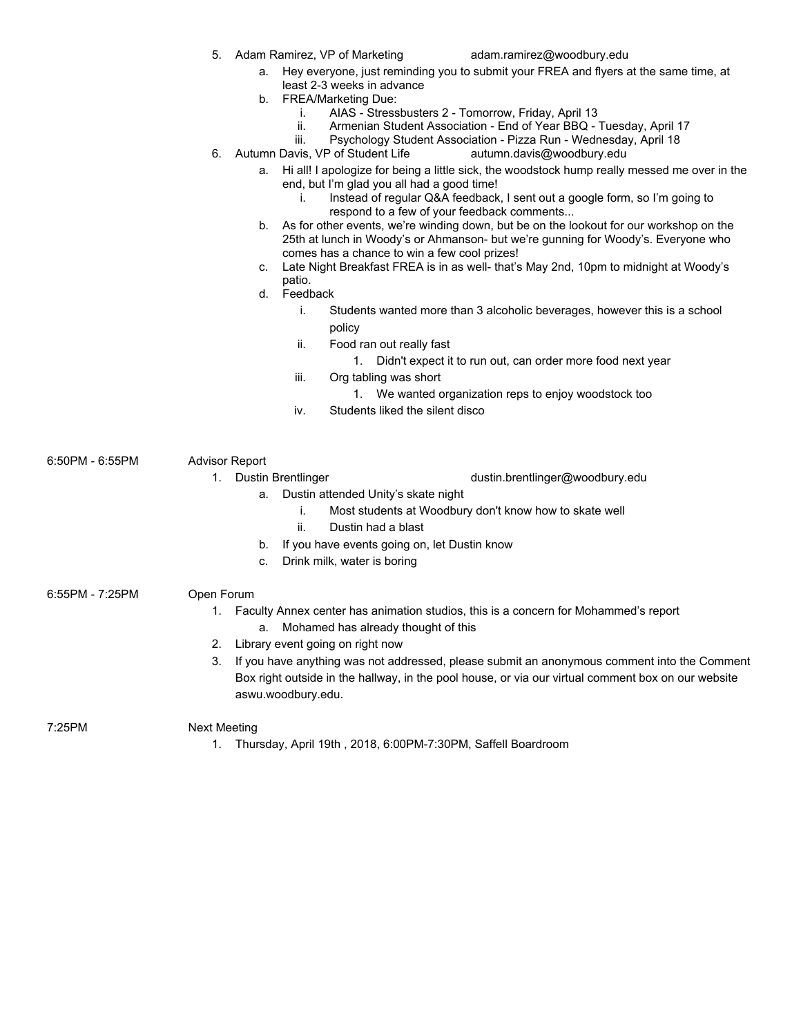5. Adam Ramirez, VP of Marketing adam.ramirez@woodbury.edu
   a. Hey everyone, just reminding you to submit your FREA and flyers at the same time, at least 2-3 weeks in advance
   b. FREA/Marketing Due:
      i. AIAS - Stressbusters 2 - Tomorrow, Friday, April 13
      ii. Armenian Student Association - End of Year BBQ - Tuesday, April 17
      iii. Psychology Student Association - Pizza Run - Wednesday, April 18
6. Autumn Davis, VP of Student Life autumn.davis@woodbury.edu
   a. Hi all! I apologize for being a little sick, the woodstock hump really messed me over in the end, but I'm glad you all had a good time!
      i. Instead of regular Q&A feedback, I sent out a google form, so I'm going to respond to a few of your feedback comments...
   b. As for other events, we're winding down, but be on the lookout for our workshop on the 25th at lunch in Woody's or Ahmanson- but we're gunning for Woody's. Everyone who comes has a chance to win a few cool prizes!
   c. Late Night Breakfast FREA is in as well- that's May 2nd, 10pm to midnight at Woody's patio.
   d. Feedback
      i. Students wanted more than 3 alcoholic beverages, however this is a school policy
      ii. Food ran out really fast
         1. Didn't expect it to run out, can order more food next year
      iii. Org tabling was short
         1. We wanted organization reps to enjoy woodstock too
      iv. Students liked the silent disco

6:50PM - 6:55PM Advisor Report

1. Dustin Brentlinger dustin.brentlinger@woodbury.edu
   a. Dustin attended Unity's skate night
      i. Most students at Woodbury don't know how to skate well
      ii. Dustin had a blast
   b. If you have events going on, let Dustin know
   c. Drink milk, water is boring

6:55PM - 7:25PM Open Forum

1. Faculty Annex center has animation studios, this is a concern for Mohammed's report
   a. Mohamed has already thought of this
2. Library event going on right now
3. If you have anything was not addressed, please submit an anonymous comment into the Comment Box right outside in the hallway, in the pool house, or via our virtual comment box on our website aswu.woodbury.edu.

7:25PM Next Meeting

1. Thursday, April 19th , 2018, 6:00PM-7:30PM, Saffell Boardroom